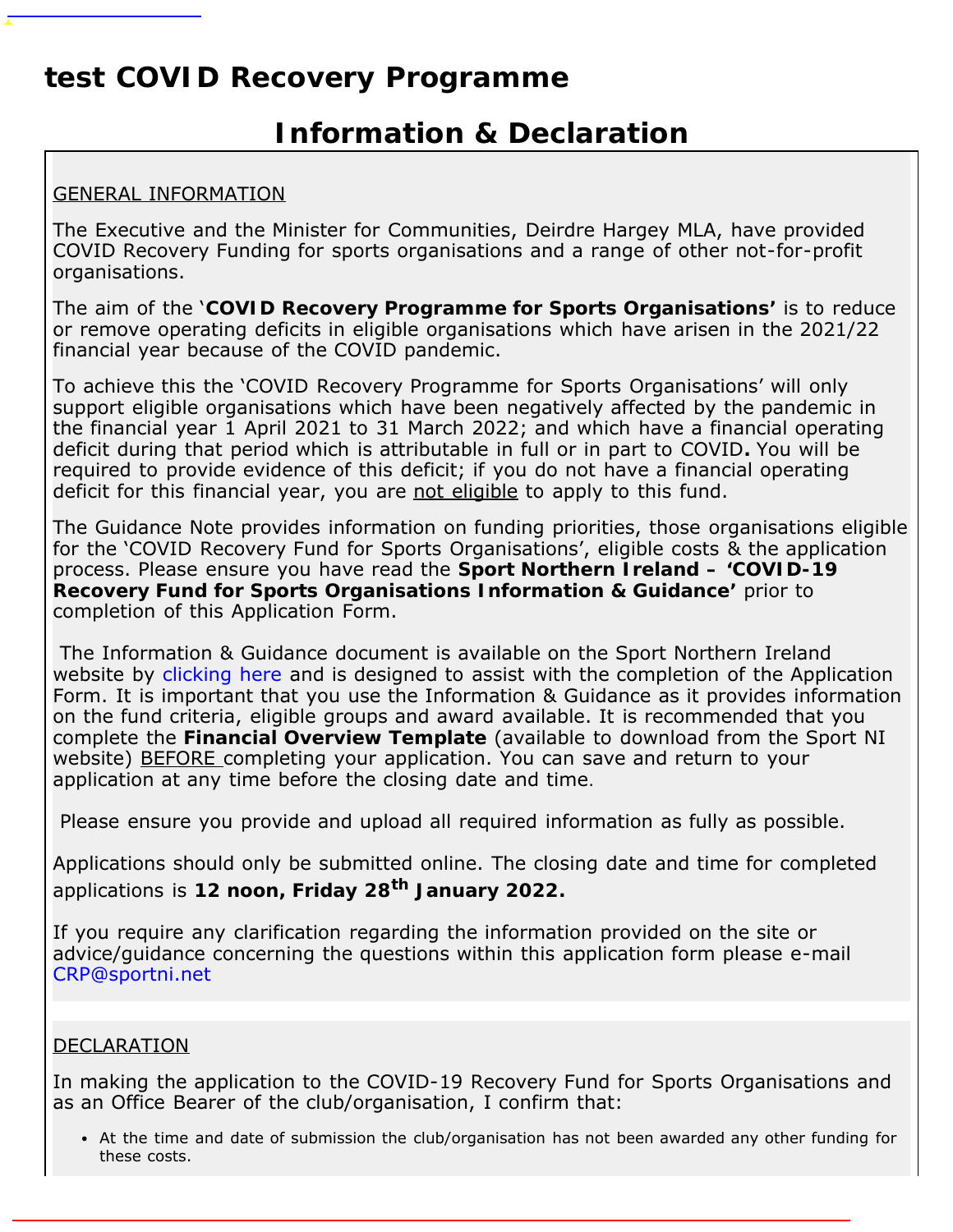# test COVID Recovery Programme

## Information & Declaration

GENERAL INFORMATION

The Executive and the Minister for Communities, Deirdre Hargey MLA, have provided COVID Recovery Funding for sports organisations and a range of other not-for-profit organisations.

The aim of the '**COVID Recovery Programme for Sports Organisations'** is to reduce or remove operating deficits in eligible organisations which have arisen in the 2021/22 financial year because of the COVID pandemic.

To achieve this the 'COVID Recovery Programme for Sports Organisations' will only support eligible organisations which have been negatively affected by the pandemic in the financial year 1 April 2021 to 31 March 2022; and which have a financial operating deficit during that period which is attributable in full or in part to COVID**.** You will be required to provide evidence of this deficit; if you do not have a financial operating deficit for this financial year, you are not eligible to apply to this fund.

The Guidance Note provides information on funding priorities, those organisations eligible for the 'COVID Recovery Fund for Sports Organisations', eligible costs & the application process. Please ensure you have read the **Sport Northern Ireland – 'COVID-19 Recovery Fund for Sports Organisations Information & Guidance'** prior to completion of this Application Form.

The Information & Guidance document is available on the Sport Northern Ireland website by clicking here and is designed to assist with the completion of the Application Form. It is important that you use the Information & Guidance as it provides information on the fund criteria, eligible groups and award available. It is recommended that you complete the **Financial Overview Template** (available to download from the Sport NI website) BEFORE completing your application. You can save and return to your application at any time before the closing date and time.

Please ensure you provide and upload all required information as fully as possible.

Applications should only be submitted online. The closing date and time for completed applications is **12 noon, Friday 28th January 2022.**

If you require any clarification regarding the information provided on the site or advice/guidance concerning the questions within this application form please e-mail CRP@sportni.net

DECLARATION

In making the application to the COVID-19 Recovery Fund for Sports Organisations and as an Office Bearer of the club/organisation, I confirm that:

- At the time and date of submission the club/organisation has not been awarded any other funding for these costs.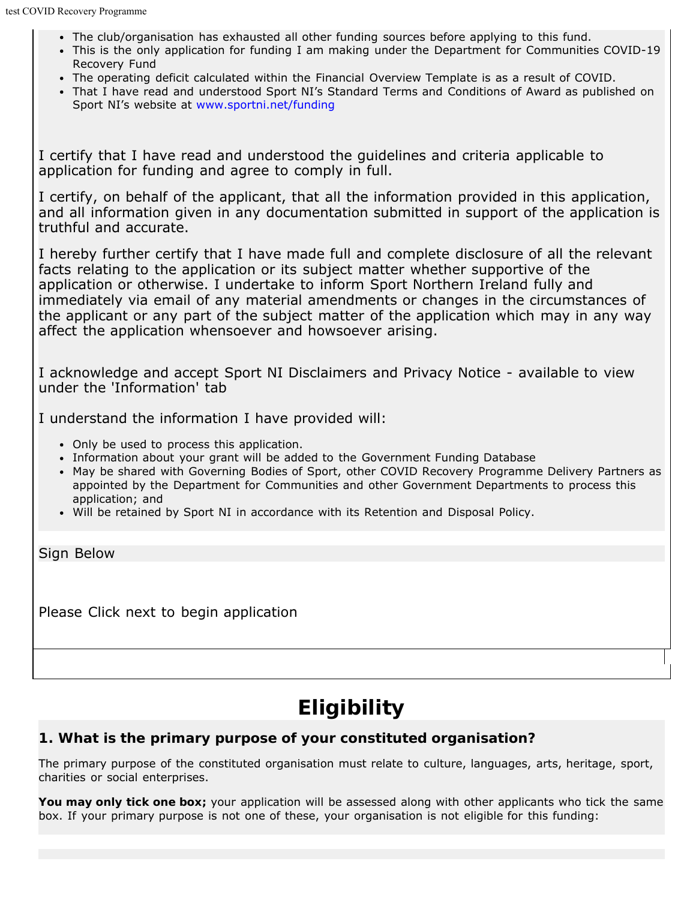- The club/organisation has exhausted all other funding sources before applying to this fund.
- This is the only application for funding I am making under the Department for Communities COVID-19 Recovery Fund
- The operating deficit calculated within the Financial Overview Template is as a result of COVID.
- That I have read and understood Sport NI's Standard Terms and Conditions of Award as published on Sport NI's website at www.sportni.net/funding

I certify that I have read and understood the guidelines and criteria applicable to application for funding and agree to comply in full.

I certify, on behalf of the applicant, that all the information provided in this application, and all information given in any documentation submitted in support of the application is truthful and accurate.

I hereby further certify that I have made full and complete disclosure of all the relevant facts relating to the application or its subject matter whether supportive of the application or otherwise. I undertake to inform Sport Northern Ireland fully and immediately via email of any material amendments or changes in the circumstances of the applicant or any part of the subject matter of the application which may in any way affect the application whensoever and howsoever arising.

I acknowledge and accept Sport NI Disclaimers and Privacy Notice - available to view under the 'Information' tab

I understand the information I have provided will:

- Only be used to process this application.
- Information about your grant will be added to the Government Funding Database
- May be shared with Governing Bodies of Sport, other COVID Recovery Programme Delivery Partners as appointed by the Department for Communities and other Government Departments to process this application; and
- Will be retained by Sport NI in accordance with its Retention and Disposal Policy.

Sign Below

Please Click next to begin application

# Eligibility

### 1. What is the primary purpose of your constituted organisation?

The primary purpose of the constituted organisation must relate to culture, languages, arts, heritage, sport, charities or social enterprises.

**You may only tick one box;** your application will be assessed along with other applicants who tick the same box. If your primary purpose is not one of these, your organisation is not eligible for this funding: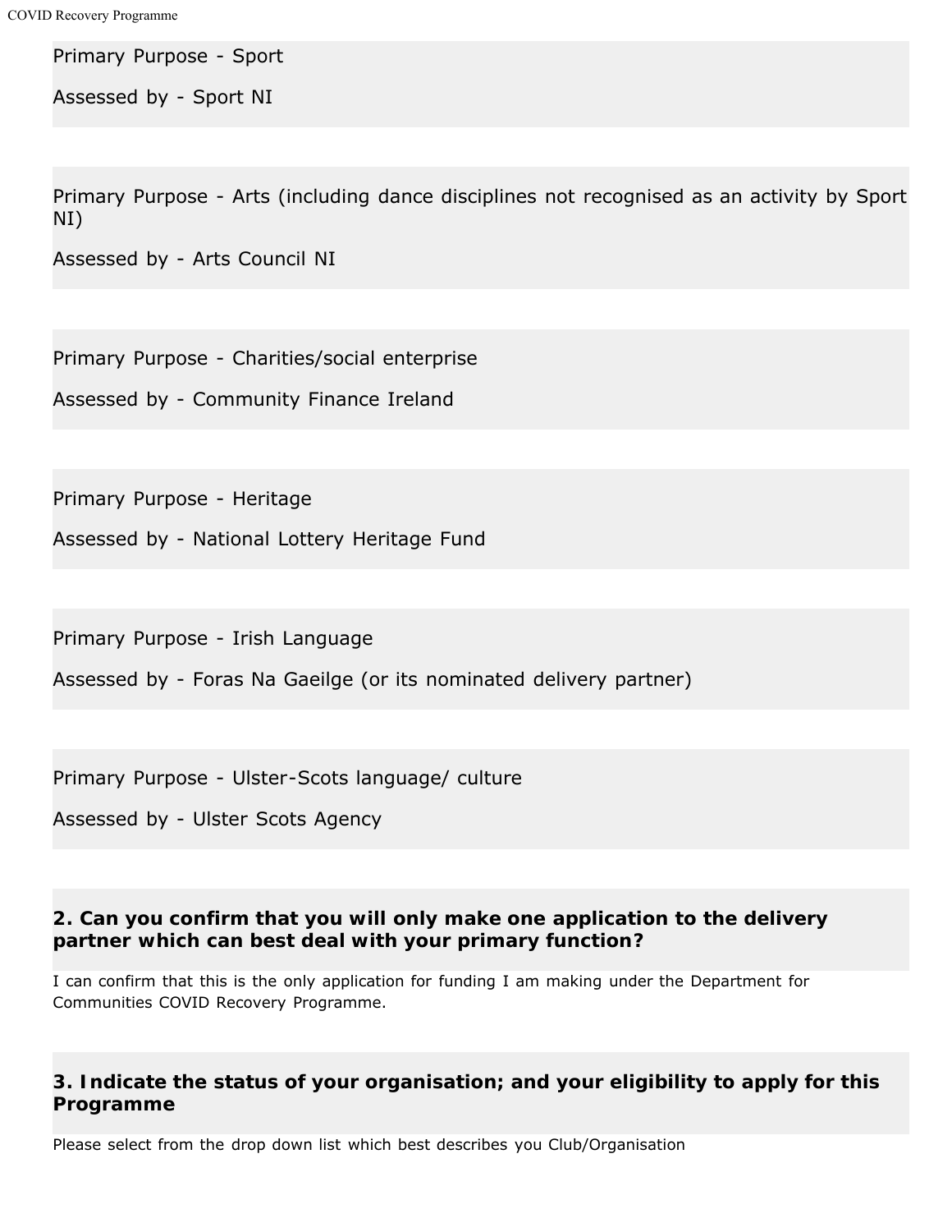Primary Purpose - Sport

Assessed by - Sport NI

Primary Purpose - Arts (including dance disciplines not recognised as an activity by Sport NI)

Assessed by - Arts Council NI

Primary Purpose - Charities/social enterprise

Assessed by - Community Finance Ireland

Primary Purpose - Heritage

Assessed by - National Lottery Heritage Fund

Primary Purpose - Irish Language

Assessed by - Foras Na Gaeilge (or its nominated delivery partner)

Primary Purpose - Ulster-Scots language/ culture

Assessed by - Ulster Scots Agency

### 2. Can you confirm that you will only make one application to the delivery partner which can best deal with your primary function?

I can confirm that this is the only application for funding I am making under the Department for Communities COVID Recovery Programme.

### 3. Indicate the status of your organisation; and your eligibility to apply for this Programme

Please select from the drop down list which best describes you Club/Organisation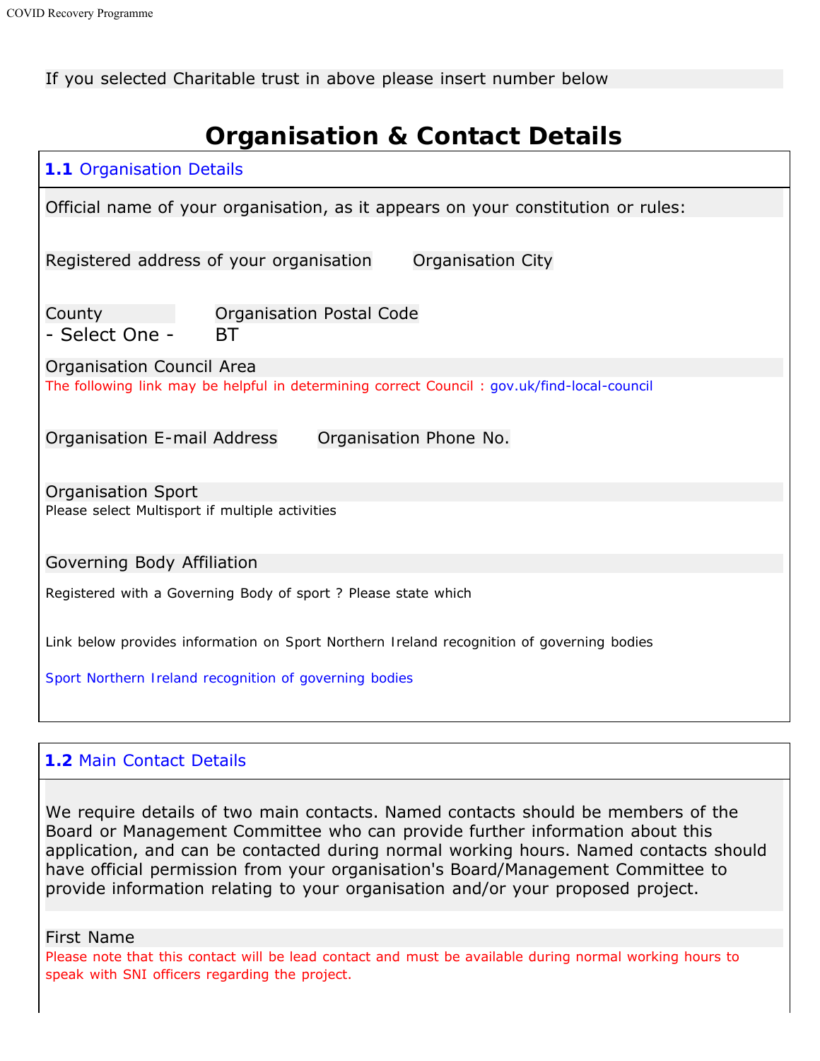If you selected Charitable trust in above please insert number below

# Organisation & Contact Details

## **1.1** Organisation Details

Official name of your organisation, as it appears on your constitution or rules:

Registered address of your organisation

Organisation City

County

- Select One -

Organisation Postal Code

BT

Organisation Council Area

The following link may be helpful in determining correct Council : gov.uk/find-local-council

Organisation E-mail Address

Organisation Phone No.

Organisation Sport

Please select Multisport if multiple activities

Governing Body Affiliation

Registered with a Governing Body of sport ? Please state which

Link below provides information on Sport Northern Ireland recognition of governing bodies

Sport Northern Ireland recognition of governing bodies

## **1.2** Main Contact Details

We require details of two main contacts. Named contacts should be members of the Board or Management Committee who can provide further information about this application, and can be contacted during normal working hours. Named contacts should have official permission from your organisation's Board/Management Committee to provide information relating to your organisation and/or your proposed project.

First Name

Please note that this contact will be lead contact and must be available during normal working hours to speak with SNI officers regarding the project.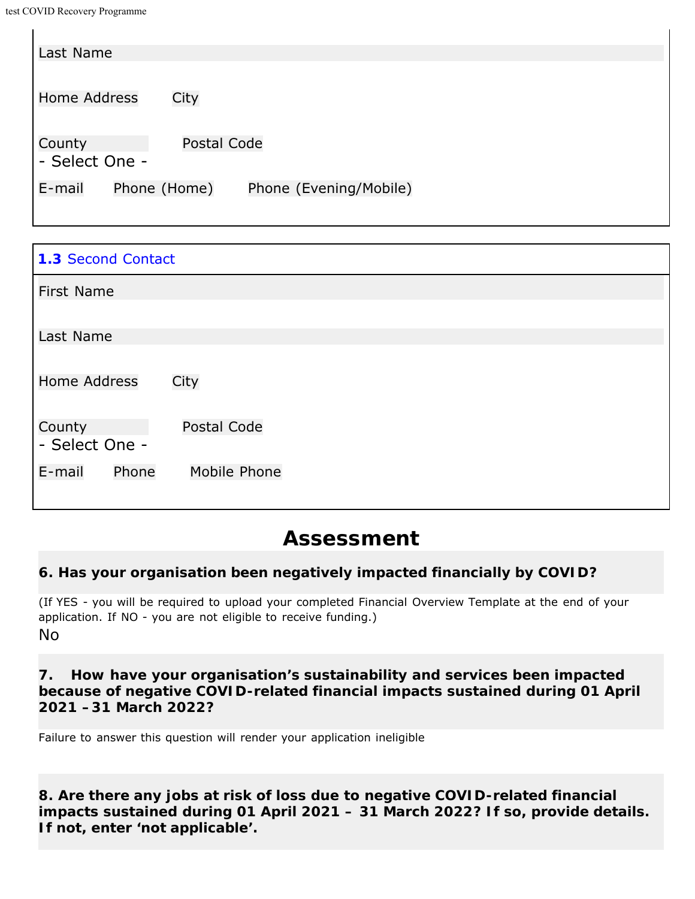Last Name

Home Address City

County Postal Code
- Select One -

E-mail Phone (Home) Phone (Evening/Mobile)

**1.3** Second Contact

First Name

Last Name

Home Address City

County Postal Code
- Select One -

E-mail Phone Mobile Phone

# Assessment

**6. Has your organisation been negatively impacted financially by COVID?**

(If YES - you will be required to upload your completed Financial Overview Template at the end of your application. If NO - you are not eligible to receive funding.)

No

**7. How have your organisation's sustainability and services been impacted because of negative COVID-related financial impacts sustained during 01 April 2021 – 31 March 2022?**

Failure to answer this question will render your application ineligible

**8. Are there any jobs at risk of loss due to negative COVID-related financial impacts sustained during 01 April 2021 – 31 March 2022? If so, provide details. If not, enter 'not applicable'.**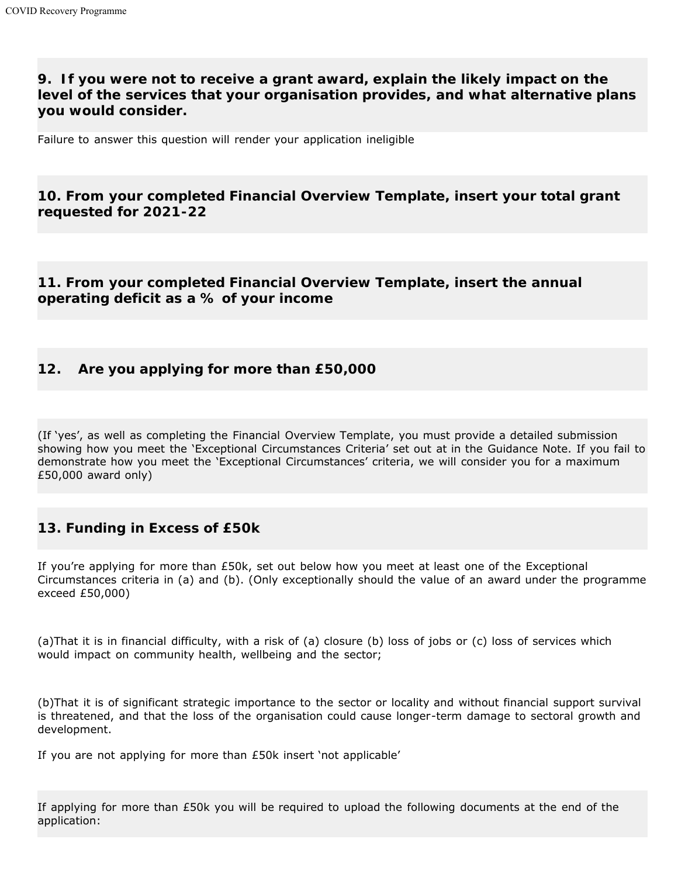## 9. If you were not to receive a grant award, explain the likely impact on the level of the services that your organisation provides, and what alternative plans you would consider.

Failure to answer this question will render your application ineligible

## 10. From your completed Financial Overview Template, insert your total grant requested for 2021-22

## 11. From your completed Financial Overview Template, insert the annual operating deficit as a % of your income

## 12. Are you applying for more than £50,000

(If 'yes', as well as completing the Financial Overview Template, you must provide a detailed submission showing how you meet the 'Exceptional Circumstances Criteria' set out at in the Guidance Note. If you fail to demonstrate how you meet the 'Exceptional Circumstances' criteria, we will consider you for a maximum £50,000 award only)

## 13. Funding in Excess of £50k

If you're applying for more than £50k, set out below how you meet at least one of the Exceptional Circumstances criteria in (a) and (b). (Only exceptionally should the value of an award under the programme exceed £50,000)

(a)That it is in financial difficulty, with a risk of (a) closure (b) loss of jobs or (c) loss of services which would impact on community health, wellbeing and the sector;

(b)That it is of significant strategic importance to the sector or locality and without financial support survival is threatened, and that the loss of the organisation could cause longer-term damage to sectoral growth and development.

If you are not applying for more than £50k insert 'not applicable'

If applying for more than £50k you will be required to upload the following documents at the end of the application: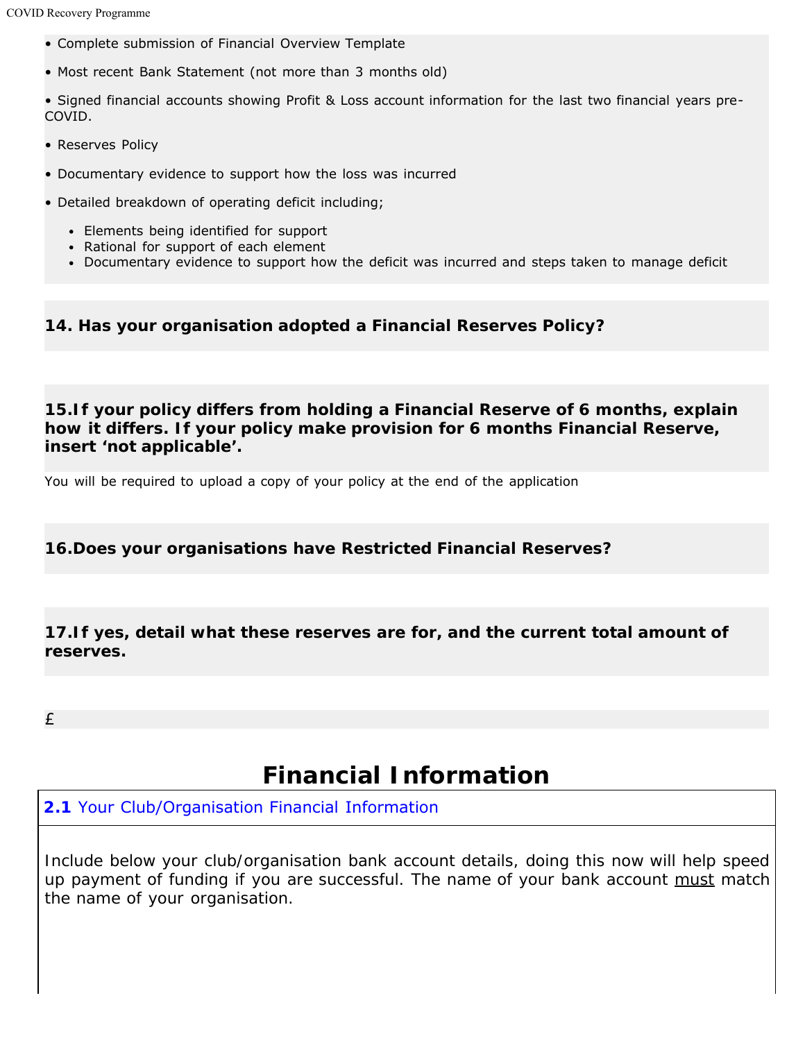• Complete submission of Financial Overview Template

• Most recent Bank Statement (not more than 3 months old)

• Signed financial accounts showing Profit & Loss account information for the last two financial years pre-COVID.

• Reserves Policy

• Documentary evidence to support how the loss was incurred

• Detailed breakdown of operating deficit including;

- Elements being identified for support
- Rational for support of each element
- Documentary evidence to support how the deficit was incurred and steps taken to manage deficit

**14. Has your organisation adopted a Financial Reserves Policy?**

**15.If your policy differs from holding a Financial Reserve of 6 months, explain how it differs. If your policy make provision for 6 months Financial Reserve, insert 'not applicable'.**

You will be required to upload a copy of your policy at the end of the application

**16.Does your organisations have Restricted Financial Reserves?**

**17.If yes, detail what these reserves are for, and the current total amount of reserves.**

£

# Financial Information

**2.1** Your Club/Organisation Financial Information

Include below your club/organisation bank account details, doing this now will help speed up payment of funding if you are successful. The name of your bank account must match the name of your organisation.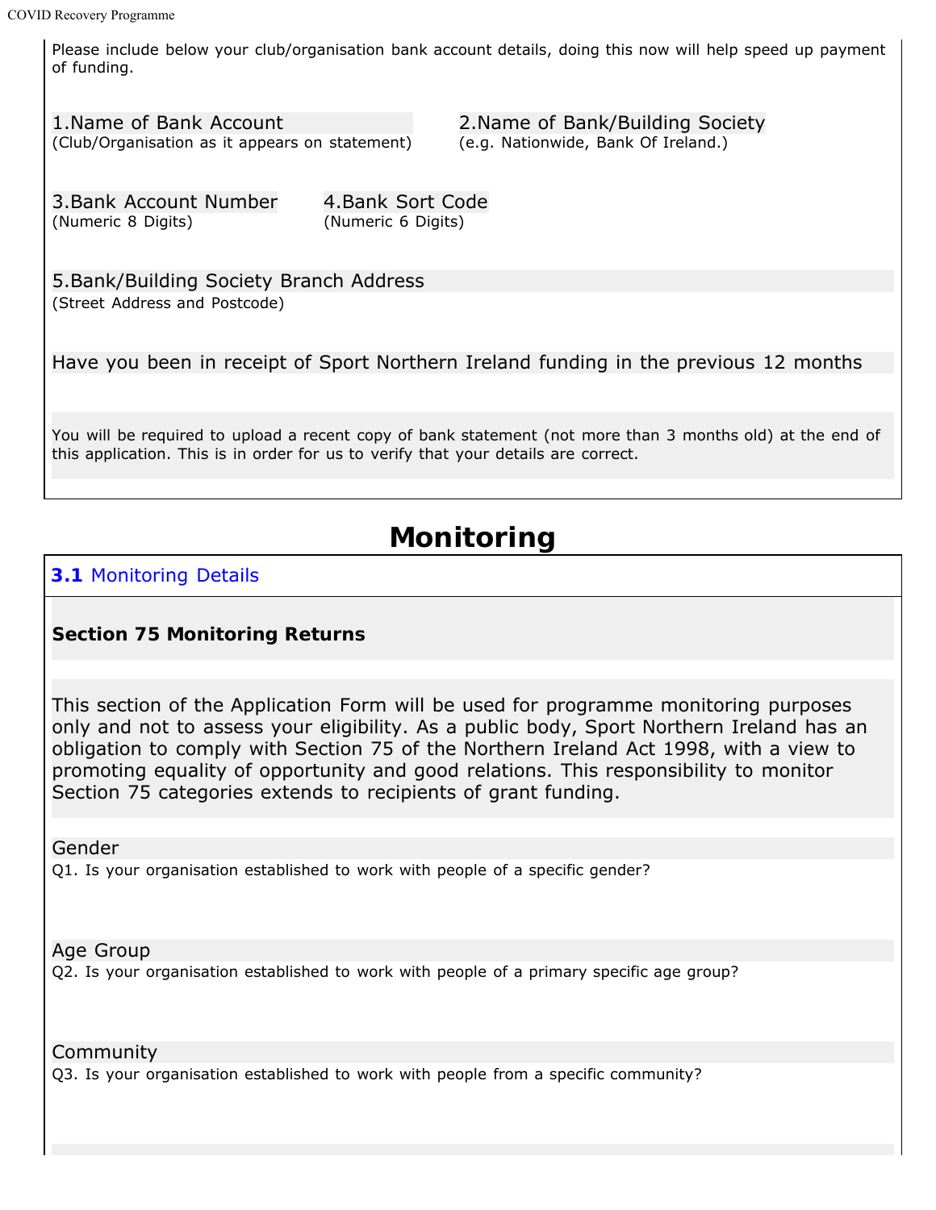Please include below your club/organisation bank account details, doing this now will help speed up payment of funding.

1.Name of Bank Account
(Club/Organisation as it appears on statement)

2.Name of Bank/Building Society
(e.g. Nationwide, Bank Of Ireland.)

3.Bank Account Number
(Numeric 8 Digits)

4.Bank Sort Code
(Numeric 6 Digits)

5.Bank/Building Society Branch Address
(Street Address and Postcode)

Have you been in receipt of Sport Northern Ireland funding in the previous 12 months

You will be required to upload a recent copy of bank statement (not more than 3 months old) at the end of this application. This is in order for us to verify that your details are correct.

# Monitoring

## 3.1 Monitoring Details

**Section 75 Monitoring Returns**

This section of the Application Form will be used for programme monitoring purposes only and not to assess your eligibility. As a public body, Sport Northern Ireland has an obligation to comply with Section 75 of the Northern Ireland Act 1998, with a view to promoting equality of opportunity and good relations. This responsibility to monitor Section 75 categories extends to recipients of grant funding.

Gender
Q1. Is your organisation established to work with people of a specific gender?

Age Group
Q2. Is your organisation established to work with people of a primary specific age group?

Community
Q3. Is your organisation established to work with people from a specific community?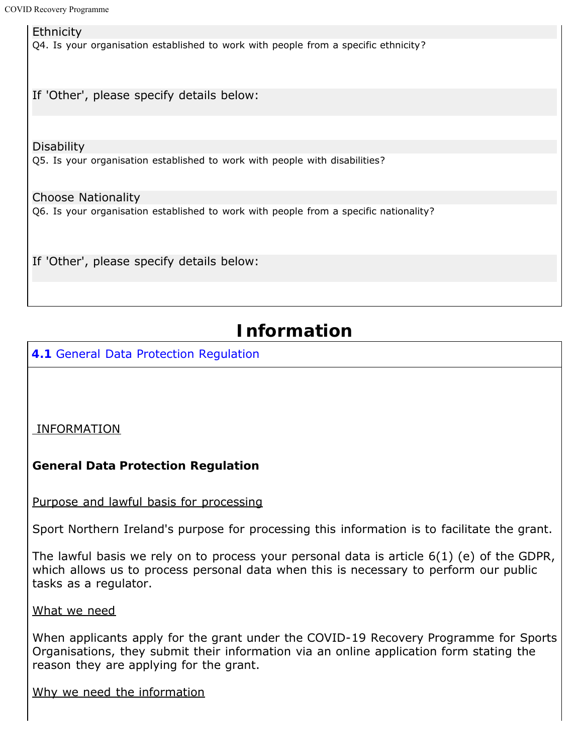Ethnicity

Q4. Is your organisation established to work with people from a specific ethnicity?

If 'Other', please specify details below:

Disability

Q5. Is your organisation established to work with people with disabilities?

Choose Nationality

Q6. Is your organisation established to work with people from a specific nationality?

If 'Other', please specify details below:

# Information

**4.1** General Data Protection Regulation

INFORMATION

**General Data Protection Regulation**

Purpose and lawful basis for processing

Sport Northern Ireland's purpose for processing this information is to facilitate the grant.

The lawful basis we rely on to process your personal data is article 6(1) (e) of the GDPR, which allows us to process personal data when this is necessary to perform our public tasks as a regulator.

What we need

When applicants apply for the grant under the COVID-19 Recovery Programme for Sports Organisations, they submit their information via an online application form stating the reason they are applying for the grant.

Why we need the information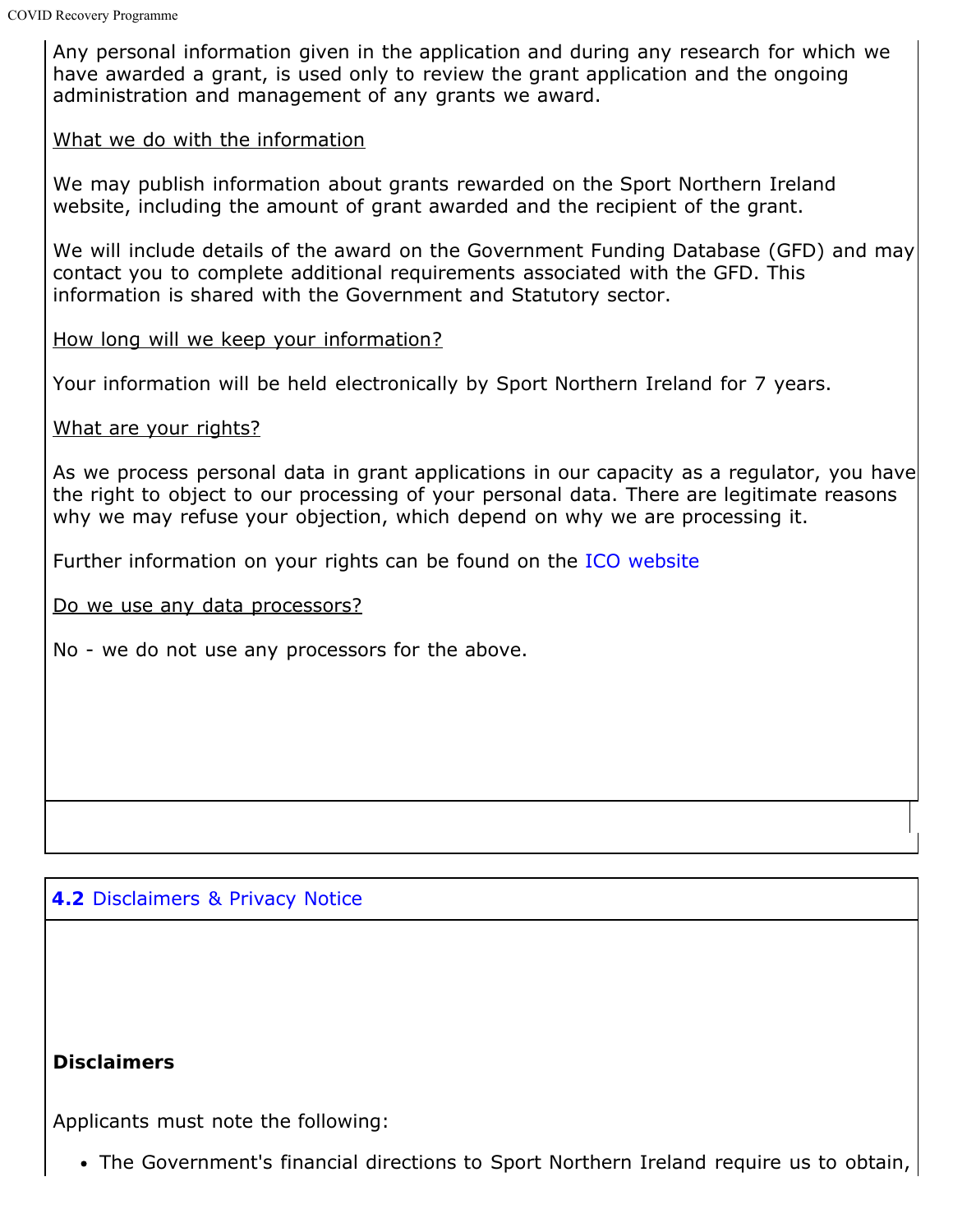Any personal information given in the application and during any research for which we have awarded a grant, is used only to review the grant application and the ongoing administration and management of any grants we award.

What we do with the information

We may publish information about grants rewarded on the Sport Northern Ireland website, including the amount of grant awarded and the recipient of the grant.

We will include details of the award on the Government Funding Database (GFD) and may contact you to complete additional requirements associated with the GFD. This information is shared with the Government and Statutory sector.

How long will we keep your information?

Your information will be held electronically by Sport Northern Ireland for 7 years.

What are your rights?

As we process personal data in grant applications in our capacity as a regulator, you have the right to object to our processing of your personal data. There are legitimate reasons why we may refuse your objection, which depend on why we are processing it.

Further information on your rights can be found on the ICO website

Do we use any data processors?

No - we do not use any processors for the above.

## 4.2 Disclaimers & Privacy Notice

**Disclaimers**

Applicants must note the following:

- The Government's financial directions to Sport Northern Ireland require us to obtain,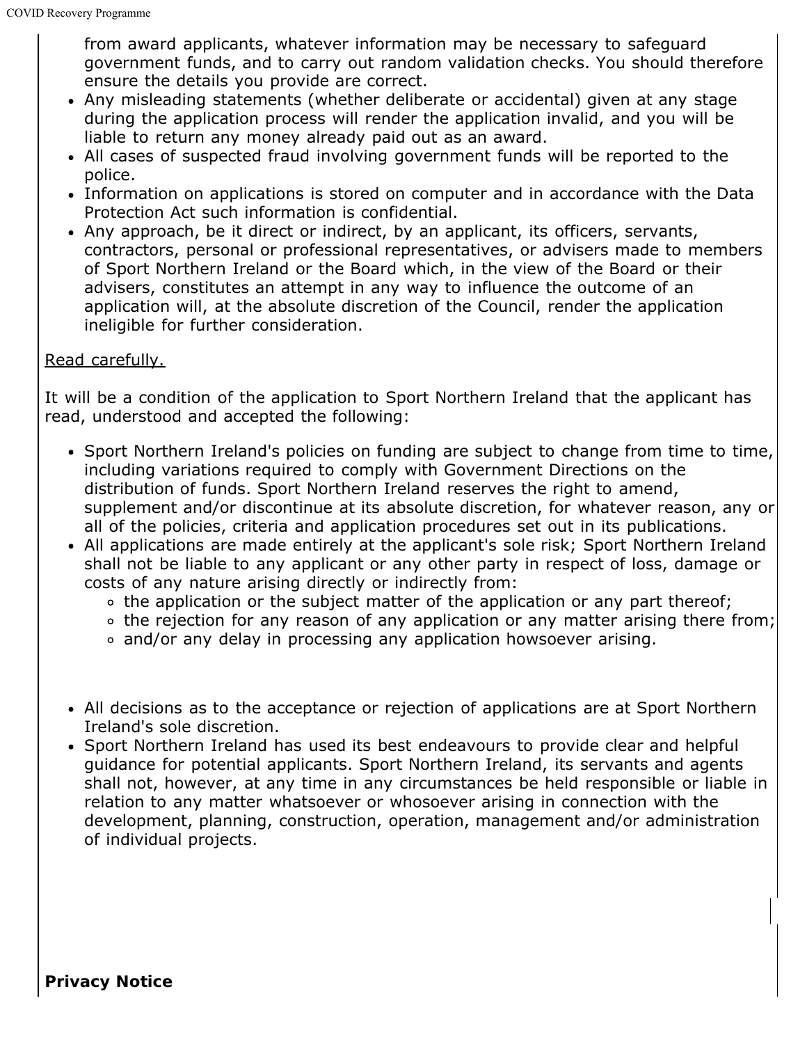from award applicants, whatever information may be necessary to safeguard government funds, and to carry out random validation checks. You should therefore ensure the details you provide are correct.

- Any misleading statements (whether deliberate or accidental) given at any stage during the application process will render the application invalid, and you will be liable to return any money already paid out as an award.
- All cases of suspected fraud involving government funds will be reported to the police.
- Information on applications is stored on computer and in accordance with the Data Protection Act such information is confidential.
- Any approach, be it direct or indirect, by an applicant, its officers, servants, contractors, personal or professional representatives, or advisers made to members of Sport Northern Ireland or the Board which, in the view of the Board or their advisers, constitutes an attempt in any way to influence the outcome of an application will, at the absolute discretion of the Council, render the application ineligible for further consideration.

Read carefully.

It will be a condition of the application to Sport Northern Ireland that the applicant has read, understood and accepted the following:

- Sport Northern Ireland's policies on funding are subject to change from time to time, including variations required to comply with Government Directions on the distribution of funds. Sport Northern Ireland reserves the right to amend, supplement and/or discontinue at its absolute discretion, for whatever reason, any or all of the policies, criteria and application procedures set out in its publications.
- All applications are made entirely at the applicant's sole risk; Sport Northern Ireland shall not be liable to any applicant or any other party in respect of loss, damage or costs of any nature arising directly or indirectly from:
  - the application or the subject matter of the application or any part thereof;
  - the rejection for any reason of any application or any matter arising there from;
  - and/or any delay in processing any application howsoever arising.

- All decisions as to the acceptance or rejection of applications are at Sport Northern Ireland's sole discretion.
- Sport Northern Ireland has used its best endeavours to provide clear and helpful guidance for potential applicants. Sport Northern Ireland, its servants and agents shall not, however, at any time in any circumstances be held responsible or liable in relation to any matter whatsoever or whosoever arising in connection with the development, planning, construction, operation, management and/or administration of individual projects.

**Privacy Notice**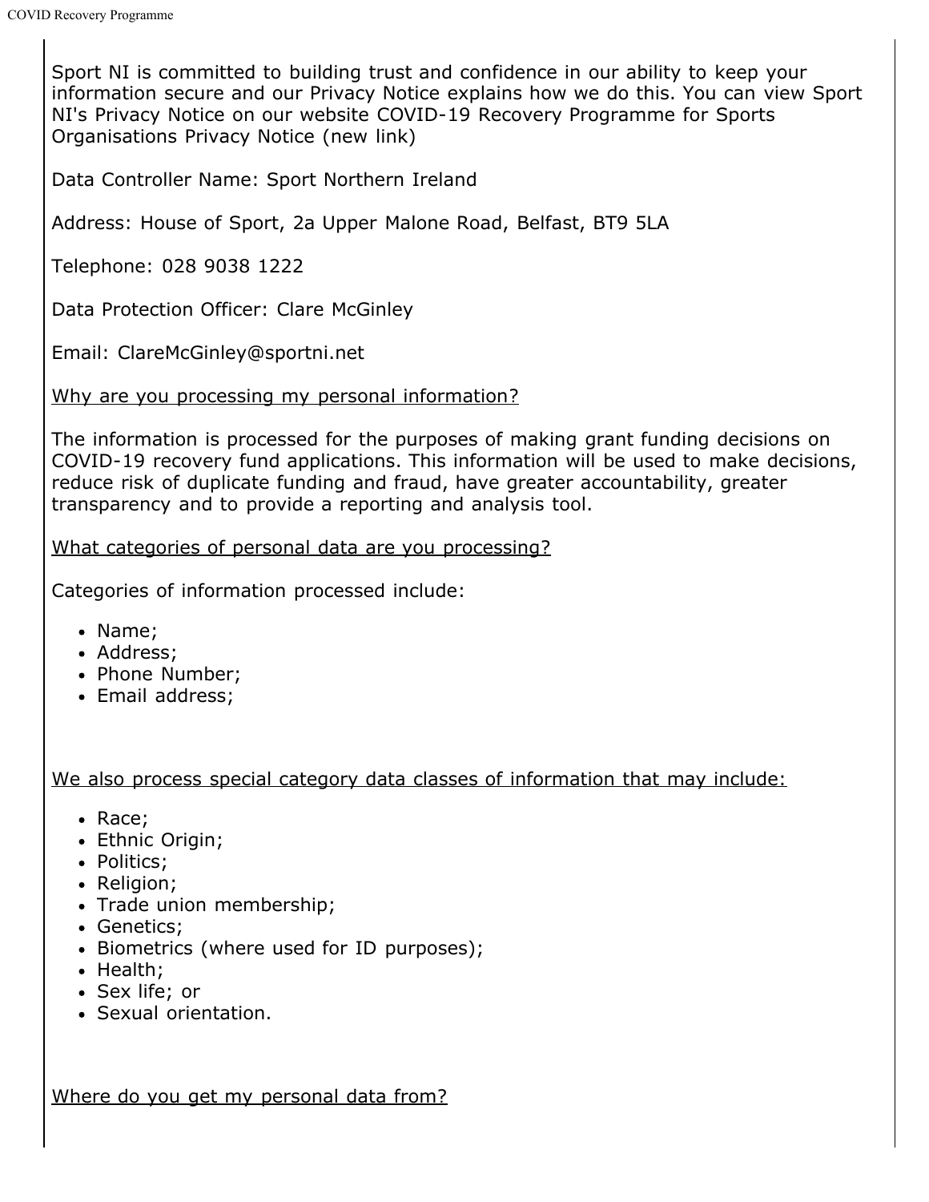Sport NI is committed to building trust and confidence in our ability to keep your information secure and our Privacy Notice explains how we do this. You can view Sport NI's Privacy Notice on our website COVID-19 Recovery Programme for Sports Organisations Privacy Notice (new link)

Data Controller Name: Sport Northern Ireland

Address: House of Sport, 2a Upper Malone Road, Belfast, BT9 5LA

Telephone: 028 9038 1222

Data Protection Officer: Clare McGinley

Email: ClareMcGinley@sportni.net

Why are you processing my personal information?

The information is processed for the purposes of making grant funding decisions on COVID-19 recovery fund applications. This information will be used to make decisions, reduce risk of duplicate funding and fraud, have greater accountability, greater transparency and to provide a reporting and analysis tool.

What categories of personal data are you processing?

Categories of information processed include:

- Name;
- Address;
- Phone Number;
- Email address;

We also process special category data classes of information that may include:

- Race;
- Ethnic Origin;
- Politics;
- Religion;
- Trade union membership;
- Genetics;
- Biometrics (where used for ID purposes);
- Health;
- Sex life; or
- Sexual orientation.

Where do you get my personal data from?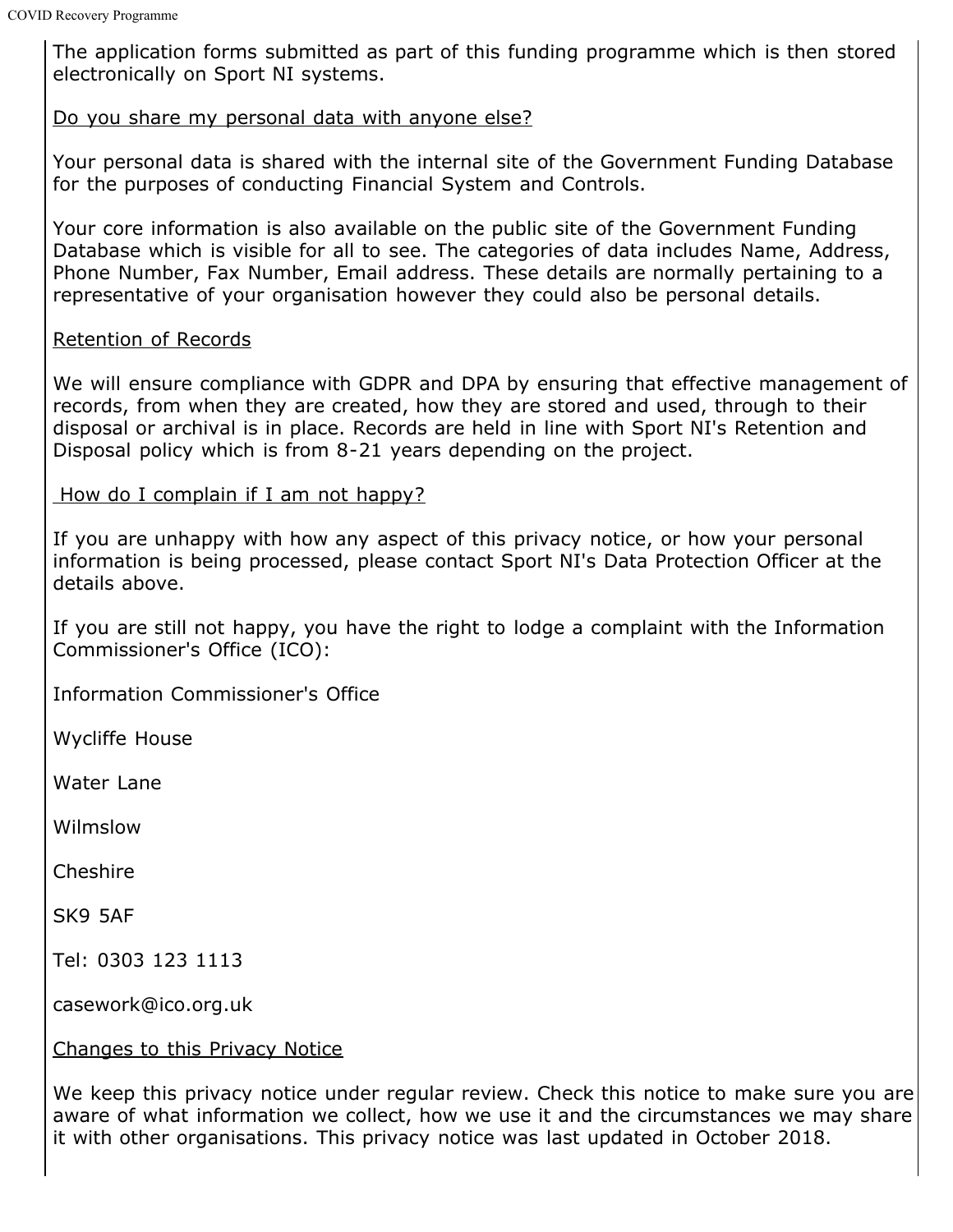The application forms submitted as part of this funding programme which is then stored electronically on Sport NI systems.

Do you share my personal data with anyone else?

Your personal data is shared with the internal site of the Government Funding Database for the purposes of conducting Financial System and Controls.

Your core information is also available on the public site of the Government Funding Database which is visible for all to see. The categories of data includes Name, Address, Phone Number, Fax Number, Email address. These details are normally pertaining to a representative of your organisation however they could also be personal details.

Retention of Records

We will ensure compliance with GDPR and DPA by ensuring that effective management of records, from when they are created, how they are stored and used, through to their disposal or archival is in place. Records are held in line with Sport NI's Retention and Disposal policy which is from 8-21 years depending on the project.

How do I complain if I am not happy?

If you are unhappy with how any aspect of this privacy notice, or how your personal information is being processed, please contact Sport NI's Data Protection Officer at the details above.

If you are still not happy, you have the right to lodge a complaint with the Information Commissioner's Office (ICO):

Information Commissioner's Office

Wycliffe House

Water Lane

Wilmslow

Cheshire

SK9 5AF

Tel: 0303 123 1113

casework@ico.org.uk

Changes to this Privacy Notice

We keep this privacy notice under regular review. Check this notice to make sure you are aware of what information we collect, how we use it and the circumstances we may share it with other organisations. This privacy notice was last updated in October 2018.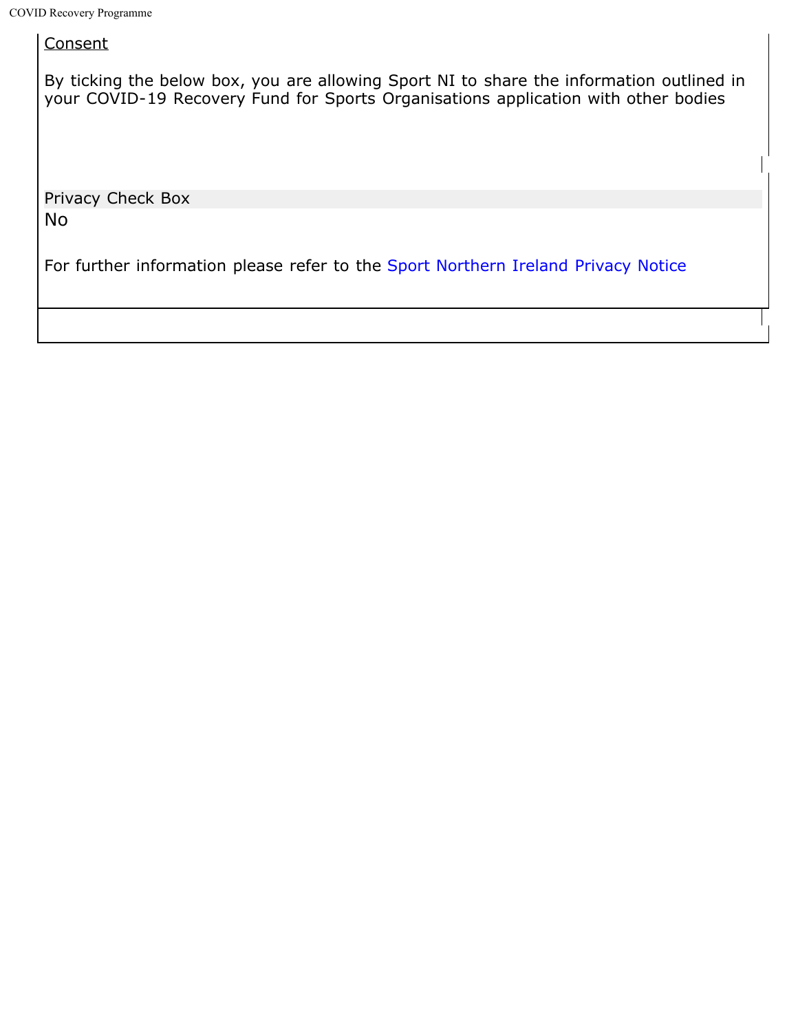Consent

By ticking the below box, you are allowing Sport NI to share the information outlined in your COVID-19 Recovery Fund for Sports Organisations application with other bodies

Privacy Check Box

No

For further information please refer to the Sport Northern Ireland Privacy Notice